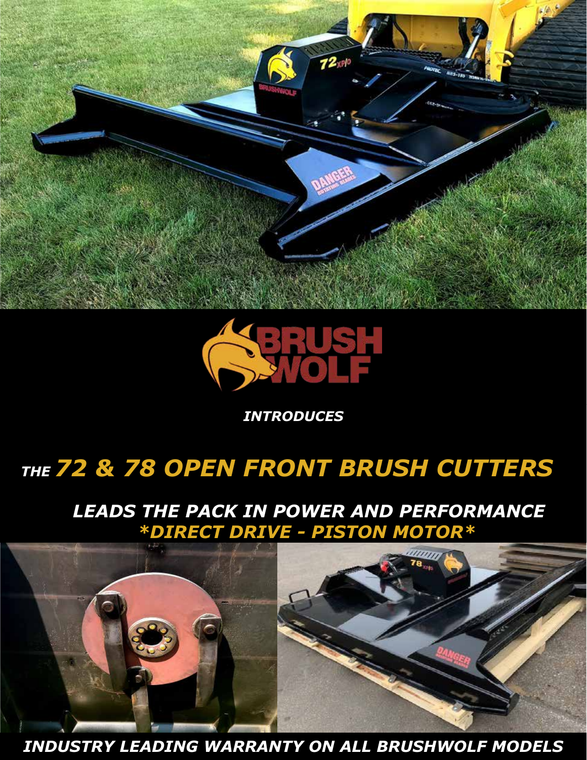# BRUSH WOLF

*INTRODUCES*

## *THE 72 & 78 OPEN FRONT BRUSH CUTTERS*

### *LEADS THE PACK IN POWER AND PERFORMANCE*
### **DIRECT DRIVE - PISTON MOTOR**

***INDUSTRY LEADING WARRANTY ON ALL BRUSHWOLF MODELS***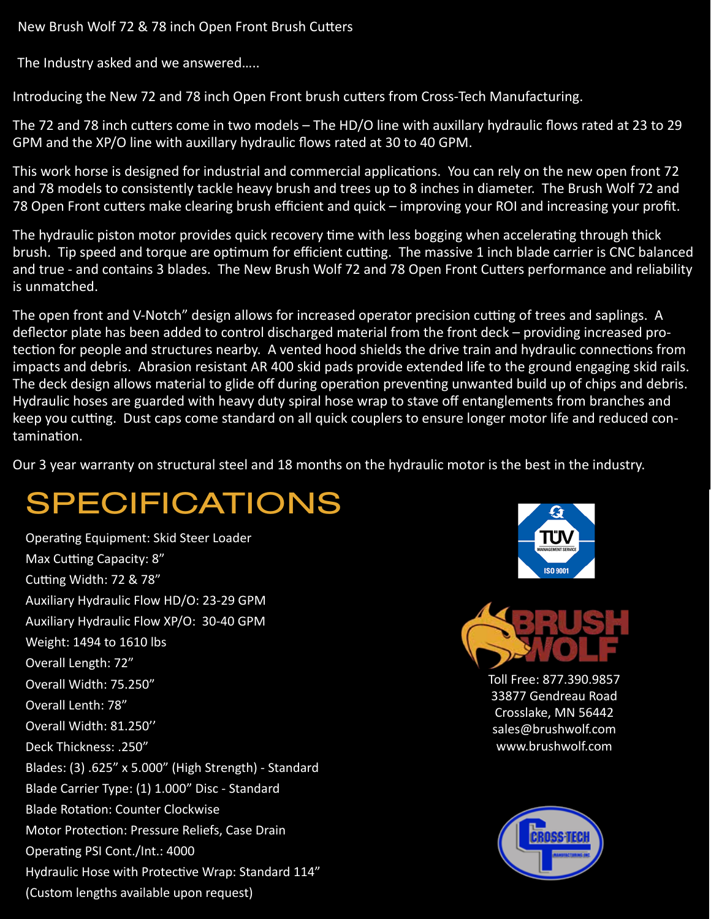New Brush Wolf 72 & 78 inch Open Front Brush Cutters

The Industry asked and we answered.....

Introducing the New 72 and 78 inch Open Front brush cutters from Cross-Tech Manufacturing.

The 72 and 78 inch cutters come in two models – The HD/O line with auxillary hydraulic flows rated at 23 to 29 GPM and the XP/O line with auxillary hydraulic flows rated at 30 to 40 GPM.

This work horse is designed for industrial and commercial applications. You can rely on the new open front 72 and 78 models to consistently tackle heavy brush and trees up to 8 inches in diameter. The Brush Wolf 72 and 78 Open Front cutters make clearing brush efficient and quick – improving your ROI and increasing your profit.

The hydraulic piston motor provides quick recovery time with less bogging when accelerating through thick brush. Tip speed and torque are optimum for efficient cutting. The massive 1 inch blade carrier is CNC balanced and true - and contains 3 blades. The New Brush Wolf 72 and 78 Open Front Cutters performance and reliability is unmatched.

The open front and V-Notch" design allows for increased operator precision cutting of trees and saplings. A deflector plate has been added to control discharged material from the front deck – providing increased protection for people and structures nearby. A vented hood shields the drive train and hydraulic connections from impacts and debris. Abrasion resistant AR 400 skid pads provide extended life to the ground engaging skid rails. The deck design allows material to glide off during operation preventing unwanted build up of chips and debris. Hydraulic hoses are guarded with heavy duty spiral hose wrap to stave off entanglements from branches and keep you cutting. Dust caps come standard on all quick couplers to ensure longer motor life and reduced contamination.

Our 3 year warranty on structural steel and 18 months on the hydraulic motor is the best in the industry.

# SPECIFICATIONS

Operating Equipment: Skid Steer Loader
Max Cutting Capacity: 8"
Cutting Width: 72 & 78"
Auxiliary Hydraulic Flow HD/O: 23-29 GPM
Auxiliary Hydraulic Flow XP/O: 30-40 GPM
Weight: 1494 to 1610 lbs
Overall Length: 72"
Overall Width: 75.250"
Overall Lenth: 78"
Overall Width: 81.250''
Deck Thickness: .250"
Blades: (3) .625" x 5.000" (High Strength) - Standard
Blade Carrier Type: (1) 1.000" Disc - Standard
Blade Rotation: Counter Clockwise
Motor Protection: Pressure Reliefs, Case Drain
Operating PSI Cont./Int.: 4000
Hydraulic Hose with Protective Wrap: Standard 114"
(Custom lengths available upon request)

TÜV MANAGEMENT SERVICE ISO 9001

BRUSH WOLF

Toll Free: 877.390.9857
33877 Gendreau Road
Crosslake, MN 56442
sales@brushwolf.com
www.brushwolf.com

CROSS-TECH MANUFACTURING INC